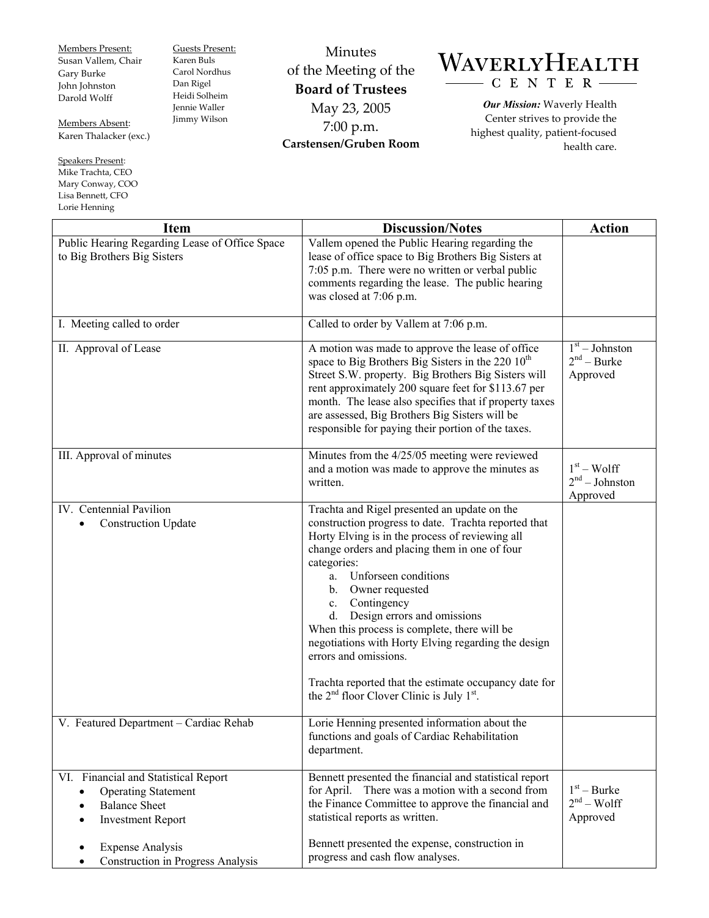Members Present:
Susan Vallem, Chair
Gary Burke
John Johnston
Darold Wolff

Members Absent:
Karen Thalacker (exc.)

Speakers Present:
Mike Trachta, CEO
Mary Conway, COO
Lisa Bennett, CFO
Lorie Henning

Guests Present:
Karen Buls
Carol Nordhus
Dan Rigel
Heidi Solheim
Jennie Waller
Jimmy Wilson

# Minutes of the Meeting of the **Board of Trustees**

May 23, 2005
7:00 p.m.
**Carstensen/Gruben Room**

**WAVERLY HEALTH CENTER**

***Our Mission:*** Waverly Health Center strives to provide the highest quality, patient-focused health care.

| Item | Discussion/Notes | Action |
|---|---|---|
| Public Hearing Regarding Lease of Office Space to Big Brothers Big Sisters | Vallem opened the Public Hearing regarding the lease of office space to Big Brothers Big Sisters at 7:05 p.m. There were no written or verbal public comments regarding the lease. The public hearing was closed at 7:06 p.m. | |
| I. Meeting called to order | Called to order by Vallem at 7:06 p.m. | |
| II. Approval of Lease | A motion was made to approve the lease of office space to Big Brothers Big Sisters in the 220 10th Street S.W. property. Big Brothers Big Sisters will rent approximately 200 square feet for $113.67 per month. The lease also specifies that if property taxes are assessed, Big Brothers Big Sisters will be responsible for paying their portion of the taxes. | 1st – Johnston<br>2nd – Burke<br>Approved |
| III. Approval of minutes | Minutes from the 4/25/05 meeting were reviewed and a motion was made to approve the minutes as written. | 1st – Wolff<br>2nd – Johnston<br>Approved |
| IV. Centennial Pavilion<br>• Construction Update | Trachta and Rigel presented an update on the construction progress to date. Trachta reported that Horty Elving is in the process of reviewing all change orders and placing them in one of four categories:<br>a. Unforseen conditions<br>b. Owner requested<br>c. Contingency<br>d. Design errors and omissions<br>When this process is complete, there will be negotiations with Horty Elving regarding the design errors and omissions.<br><br>Trachta reported that the estimate occupancy date for the 2nd floor Clover Clinic is July 1st. | |
| V. Featured Department – Cardiac Rehab | Lorie Henning presented information about the functions and goals of Cardiac Rehabilitation department. | |
| VI. Financial and Statistical Report<br>• Operating Statement<br>• Balance Sheet<br>• Investment Report<br><br>• Expense Analysis<br>• Construction in Progress Analysis | Bennett presented the financial and statistical report for April. There was a motion with a second from the Finance Committee to approve the financial and statistical reports as written.<br><br>Bennett presented the expense, construction in progress and cash flow analyses. | 1st – Burke<br>2nd – Wolff<br>Approved |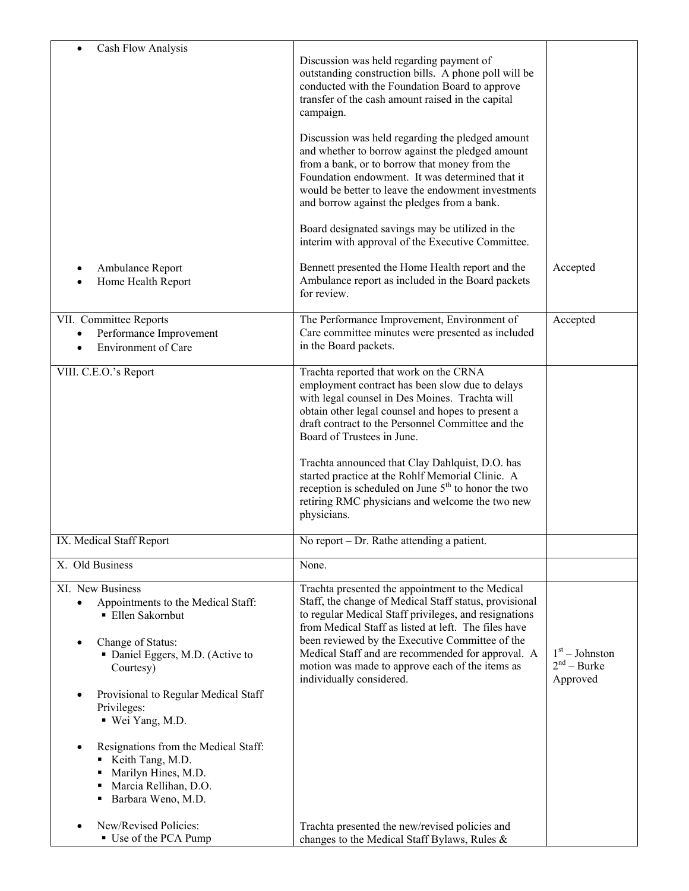| | | |
|---|---|---|
| • Cash Flow Analysis | Discussion was held regarding payment of outstanding construction bills. A phone poll will be conducted with the Foundation Board to approve transfer of the cash amount raised in the capital campaign.<br><br>Discussion was held regarding the pledged amount and whether to borrow against the pledged amount from a bank, or to borrow that money from the Foundation endowment. It was determined that it would be better to leave the endowment investments and borrow against the pledges from a bank.<br><br>Board designated savings may be utilized in the interim with approval of the Executive Committee. | |
| • Ambulance Report<br>• Home Health Report | Bennett presented the Home Health report and the Ambulance report as included in the Board packets for review. | Accepted |
| VII. Committee Reports<br>• Performance Improvement<br>• Environment of Care | The Performance Improvement, Environment of Care committee minutes were presented as included in the Board packets. | Accepted |
| VIII. C.E.O.'s Report | Trachta reported that work on the CRNA employment contract has been slow due to delays with legal counsel in Des Moines. Trachta will obtain other legal counsel and hopes to present a draft contract to the Personnel Committee and the Board of Trustees in June.<br><br>Trachta announced that Clay Dahlquist, D.O. has started practice at the Rohlf Memorial Clinic. A reception is scheduled on June 5th to honor the two retiring RMC physicians and welcome the two new physicians. | |
| IX. Medical Staff Report | No report – Dr. Rathe attending a patient. | |
| X. Old Business | None. | |
| XI. New Business<br>• Appointments to the Medical Staff:<br>▪ Ellen Sakornbut<br><br>• Change of Status:<br>▪ Daniel Eggers, M.D. (Active to Courtesy)<br><br>• Provisional to Regular Medical Staff Privileges:<br>▪ Wei Yang, M.D.<br><br>• Resignations from the Medical Staff:<br>▪ Keith Tang, M.D.<br>▪ Marilyn Hines, M.D.<br>▪ Marcia Rellihan, D.O.<br>▪ Barbara Weno, M.D. | Trachta presented the appointment to the Medical Staff, the change of Medical Staff status, provisional to regular Medical Staff privileges, and resignations from Medical Staff as listed at left. The files have been reviewed by the Executive Committee of the Medical Staff and are recommended for approval. A motion was made to approve each of the items as individually considered. | 1st – Johnston<br>2nd – Burke<br>Approved |
| • New/Revised Policies:<br>▪ Use of the PCA Pump | Trachta presented the new/revised policies and changes to the Medical Staff Bylaws, Rules & | |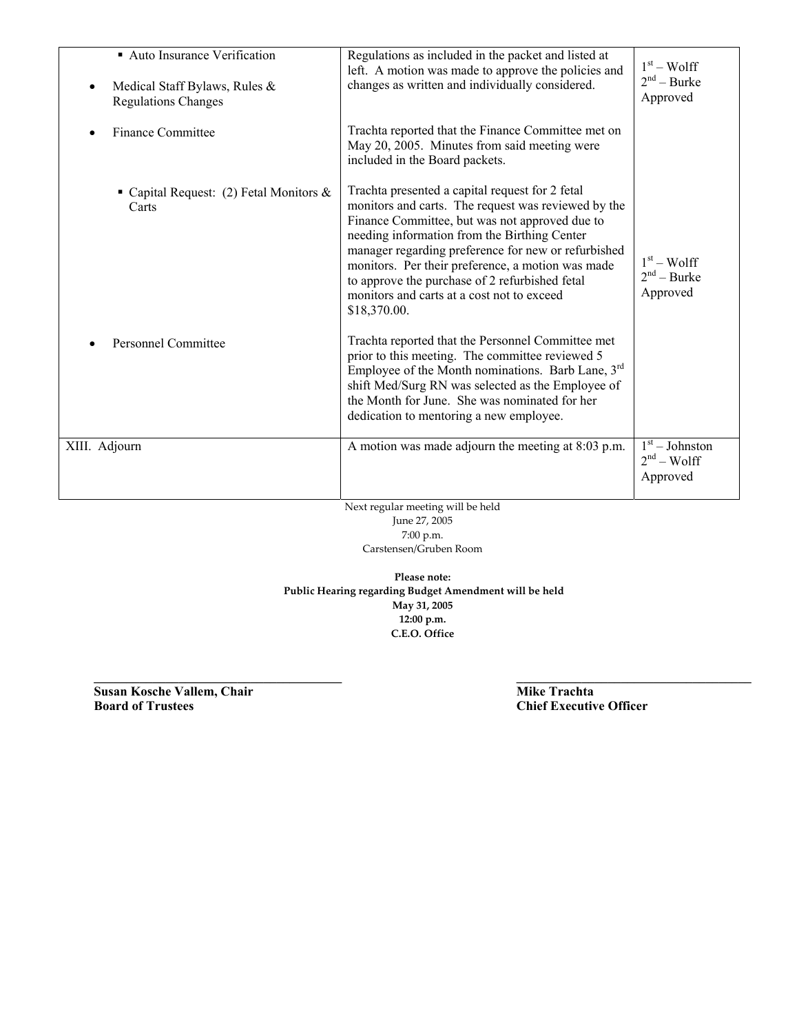| | | |
|---|---|---|
| ▪ Auto Insurance Verification<br><br>• Medical Staff Bylaws, Rules & Regulations Changes | Regulations as included in the packet and listed at left. A motion was made to approve the policies and changes as written and individually considered. | 1st – Wolff<br>2nd – Burke<br>Approved |
| • Finance Committee | Trachta reported that the Finance Committee met on May 20, 2005. Minutes from said meeting were included in the Board packets. | |
| ▪ Capital Request: (2) Fetal Monitors & Carts | Trachta presented a capital request for 2 fetal monitors and carts. The request was reviewed by the Finance Committee, but was not approved due to needing information from the Birthing Center manager regarding preference for new or refurbished monitors. Per their preference, a motion was made to approve the purchase of 2 refurbished fetal monitors and carts at a cost not to exceed $18,370.00. | 1st – Wolff<br>2nd – Burke<br>Approved |
| • Personnel Committee | Trachta reported that the Personnel Committee met prior to this meeting. The committee reviewed 5 Employee of the Month nominations. Barb Lane, 3rd shift Med/Surg RN was selected as the Employee of the Month for June. She was nominated for her dedication to mentoring a new employee. | |
| XIII. Adjourn | A motion was made adjourn the meeting at 8:03 p.m. | 1st – Johnston<br>2nd – Wolff<br>Approved |

Next regular meeting will be held
June 27, 2005
7:00 p.m.
Carstensen/Gruben Room

**Please note:**
**Public Hearing regarding Budget Amendment will be held**
**May 31, 2005**
**12:00 p.m.**
**C.E.O. Office**

______________________________
**Susan Kosche Vallem, Chair**
**Board of Trustees**

______________________________
**Mike Trachta**
**Chief Executive Officer**